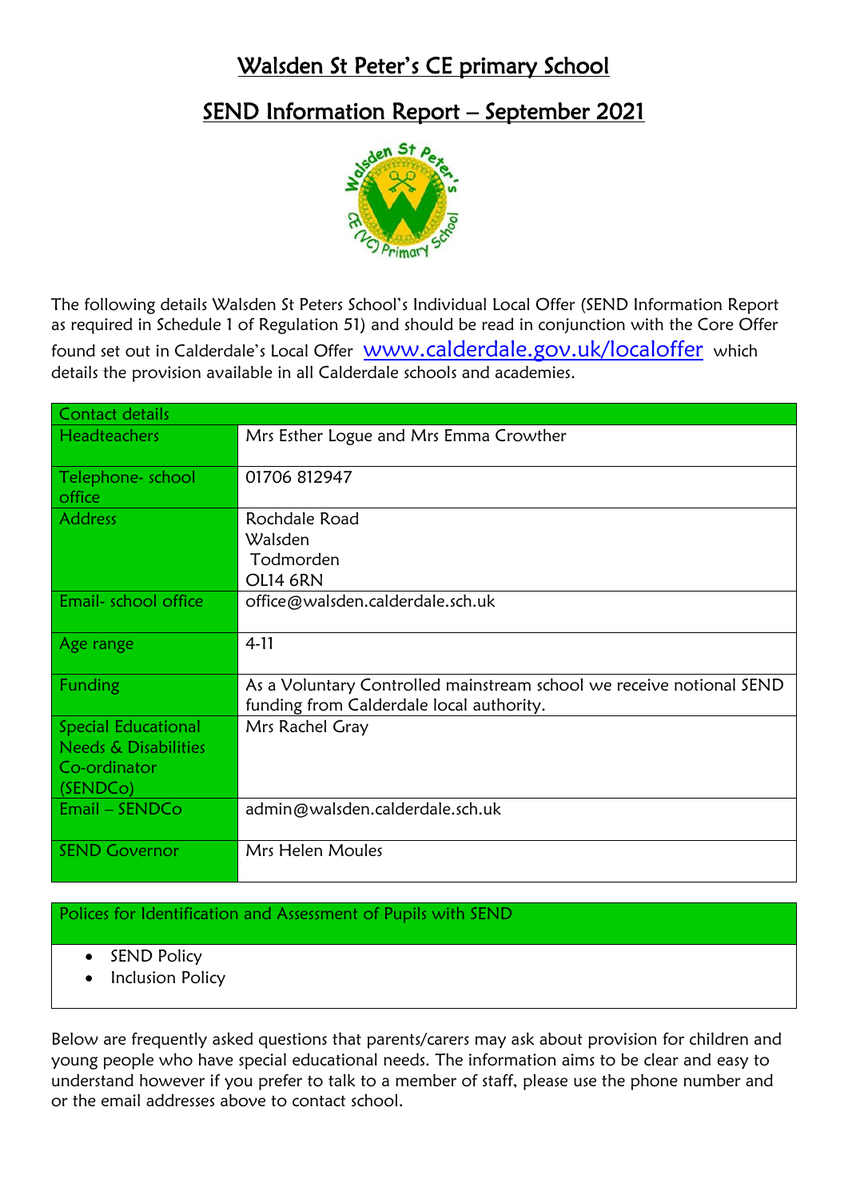# Walsden St Peter's CE primary School

## SEND Information Report – September 2021

The following details Walsden St Peters School's Individual Local Offer (SEND Information Report as required in Schedule 1 of Regulation 51) and should be read in conjunction with the Core Offer found set out in Calderdale's Local Offer www.calderdale.gov.uk/localoffer which details the provision available in all Calderdale schools and academies.

| Contact details | |
|---|---|
| Headteachers | Mrs Esther Logue and Mrs Emma Crowther |
| Telephone- school office | 01706 812947 |
| Address | Rochdale Road<br>Walsden<br>Todmorden<br>OL14 6RN |
| Email- school office | office@walsden.calderdale.sch.uk |
| Age range | 4-11 |
| Funding | As a Voluntary Controlled mainstream school we receive notional SEND funding from Calderdale local authority. |
| Special Educational Needs & Disabilities Co-ordinator (SENDCo) | Mrs Rachel Gray |
| Email – SENDCo | admin@walsden.calderdale.sch.uk |
| SEND Governor | Mrs Helen Moules |

| Polices for Identification and Assessment of Pupils with SEND |
|---|
| • SEND Policy<br>• Inclusion Policy |

Below are frequently asked questions that parents/carers may ask about provision for children and young people who have special educational needs. The information aims to be clear and easy to understand however if you prefer to talk to a member of staff, please use the phone number and or the email addresses above to contact school.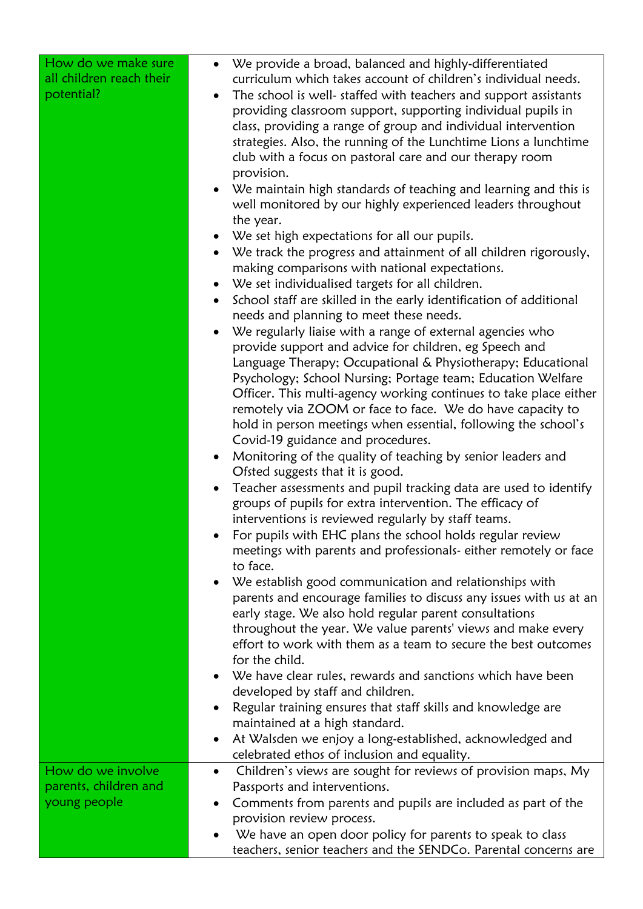| | |
|---|---|
| How do we make sure all children reach their potential? | • We provide a broad, balanced and highly-differentiated curriculum which takes account of children's individual needs.<br>• The school is well- staffed with teachers and support assistants providing classroom support, supporting individual pupils in class, providing a range of group and individual intervention strategies. Also, the running of the Lunchtime Lions a lunchtime club with a focus on pastoral care and our therapy room provision.<br>• We maintain high standards of teaching and learning and this is well monitored by our highly experienced leaders throughout the year.<br>• We set high expectations for all our pupils.<br>• We track the progress and attainment of all children rigorously, making comparisons with national expectations.<br>• We set individualised targets for all children.<br>• School staff are skilled in the early identification of additional needs and planning to meet these needs.<br>• We regularly liaise with a range of external agencies who provide support and advice for children, eg Speech and Language Therapy; Occupational & Physiotherapy; Educational Psychology; School Nursing; Portage team; Education Welfare Officer. This multi-agency working continues to take place either remotely via ZOOM or face to face. We do have capacity to hold in person meetings when essential, following the school's Covid-19 guidance and procedures.<br>• Monitoring of the quality of teaching by senior leaders and Ofsted suggests that it is good.<br>• Teacher assessments and pupil tracking data are used to identify groups of pupils for extra intervention. The efficacy of interventions is reviewed regularly by staff teams.<br>• For pupils with EHC plans the school holds regular review meetings with parents and professionals- either remotely or face to face.<br>• We establish good communication and relationships with parents and encourage families to discuss any issues with us at an early stage. We also hold regular parent consultations throughout the year. We value parents' views and make every effort to work with them as a team to secure the best outcomes for the child.<br>• We have clear rules, rewards and sanctions which have been developed by staff and children.<br>• Regular training ensures that staff skills and knowledge are maintained at a high standard.<br>• At Walsden we enjoy a long-established, acknowledged and celebrated ethos of inclusion and equality. |
| How do we involve parents, children and young people | • Children's views are sought for reviews of provision maps, My Passports and interventions.<br>• Comments from parents and pupils are included as part of the provision review process.<br>• We have an open door policy for parents to speak to class teachers, senior teachers and the SENDCo. Parental concerns are |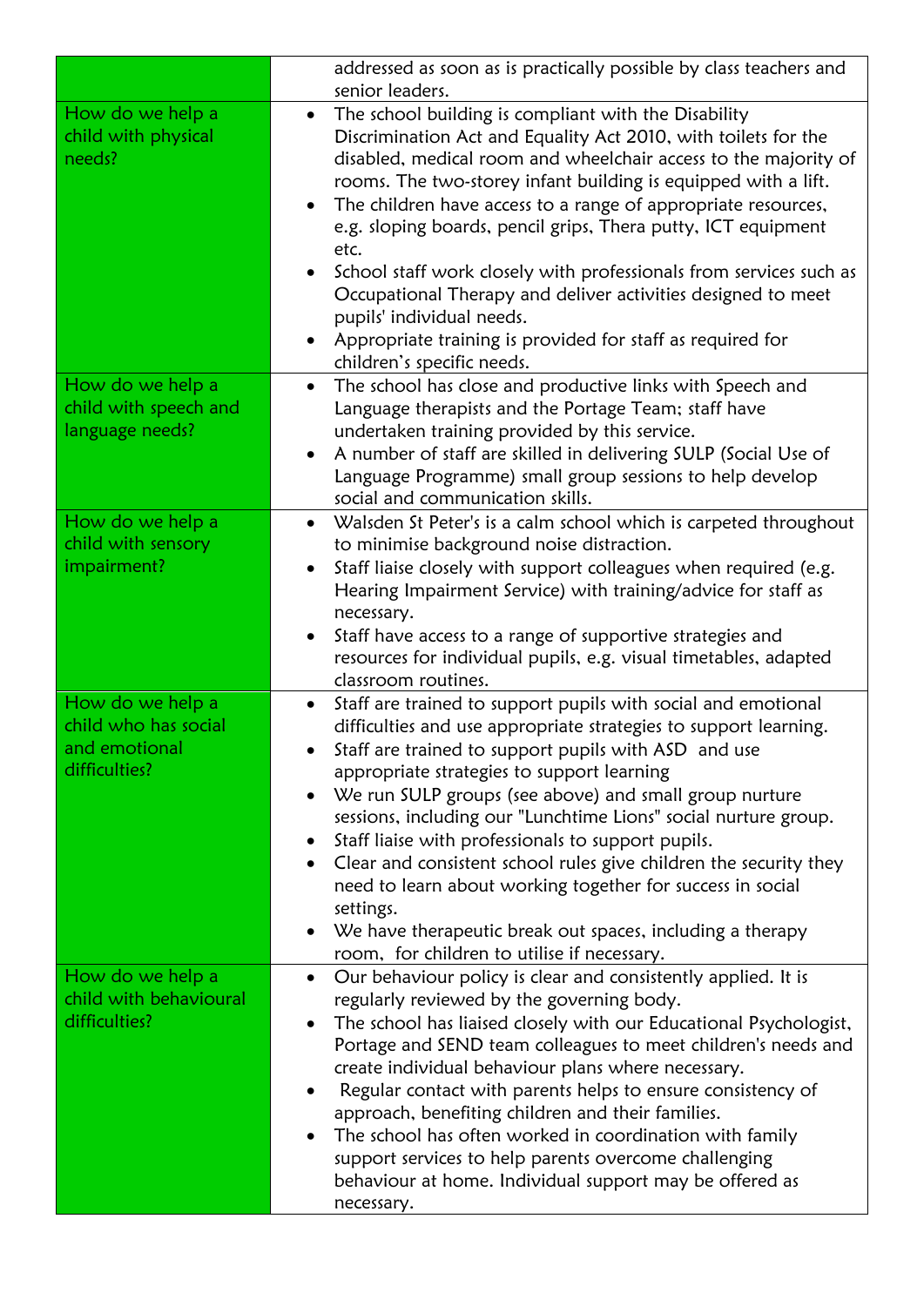| | |
|---|---|
| | addressed as soon as is practically possible by class teachers and senior leaders. |
| How do we help a child with physical needs? | • The school building is compliant with the Disability Discrimination Act and Equality Act 2010, with toilets for the disabled, medical room and wheelchair access to the majority of rooms. The two-storey infant building is equipped with a lift.<br>• The children have access to a range of appropriate resources, e.g. sloping boards, pencil grips, Thera putty, ICT equipment etc.<br>• School staff work closely with professionals from services such as Occupational Therapy and deliver activities designed to meet pupils' individual needs.<br>• Appropriate training is provided for staff as required for children's specific needs. |
| How do we help a child with speech and language needs? | • The school has close and productive links with Speech and Language therapists and the Portage Team; staff have undertaken training provided by this service.<br>• A number of staff are skilled in delivering SULP (Social Use of Language Programme) small group sessions to help develop social and communication skills. |
| How do we help a child with sensory impairment? | • Walsden St Peter's is a calm school which is carpeted throughout to minimise background noise distraction.<br>• Staff liaise closely with support colleagues when required (e.g. Hearing Impairment Service) with training/advice for staff as necessary.<br>• Staff have access to a range of supportive strategies and resources for individual pupils, e.g. visual timetables, adapted classroom routines. |
| How do we help a child who has social and emotional difficulties? | • Staff are trained to support pupils with social and emotional difficulties and use appropriate strategies to support learning.<br>• Staff are trained to support pupils with ASD and use appropriate strategies to support learning<br>• We run SULP groups (see above) and small group nurture sessions, including our "Lunchtime Lions" social nurture group.<br>• Staff liaise with professionals to support pupils.<br>• Clear and consistent school rules give children the security they need to learn about working together for success in social settings.<br>• We have therapeutic break out spaces, including a therapy room, for children to utilise if necessary. |
| How do we help a child with behavioural difficulties? | • Our behaviour policy is clear and consistently applied. It is regularly reviewed by the governing body.<br>• The school has liaised closely with our Educational Psychologist, Portage and SEND team colleagues to meet children's needs and create individual behaviour plans where necessary.<br>• Regular contact with parents helps to ensure consistency of approach, benefiting children and their families.<br>• The school has often worked in coordination with family support services to help parents overcome challenging behaviour at home. Individual support may be offered as necessary. |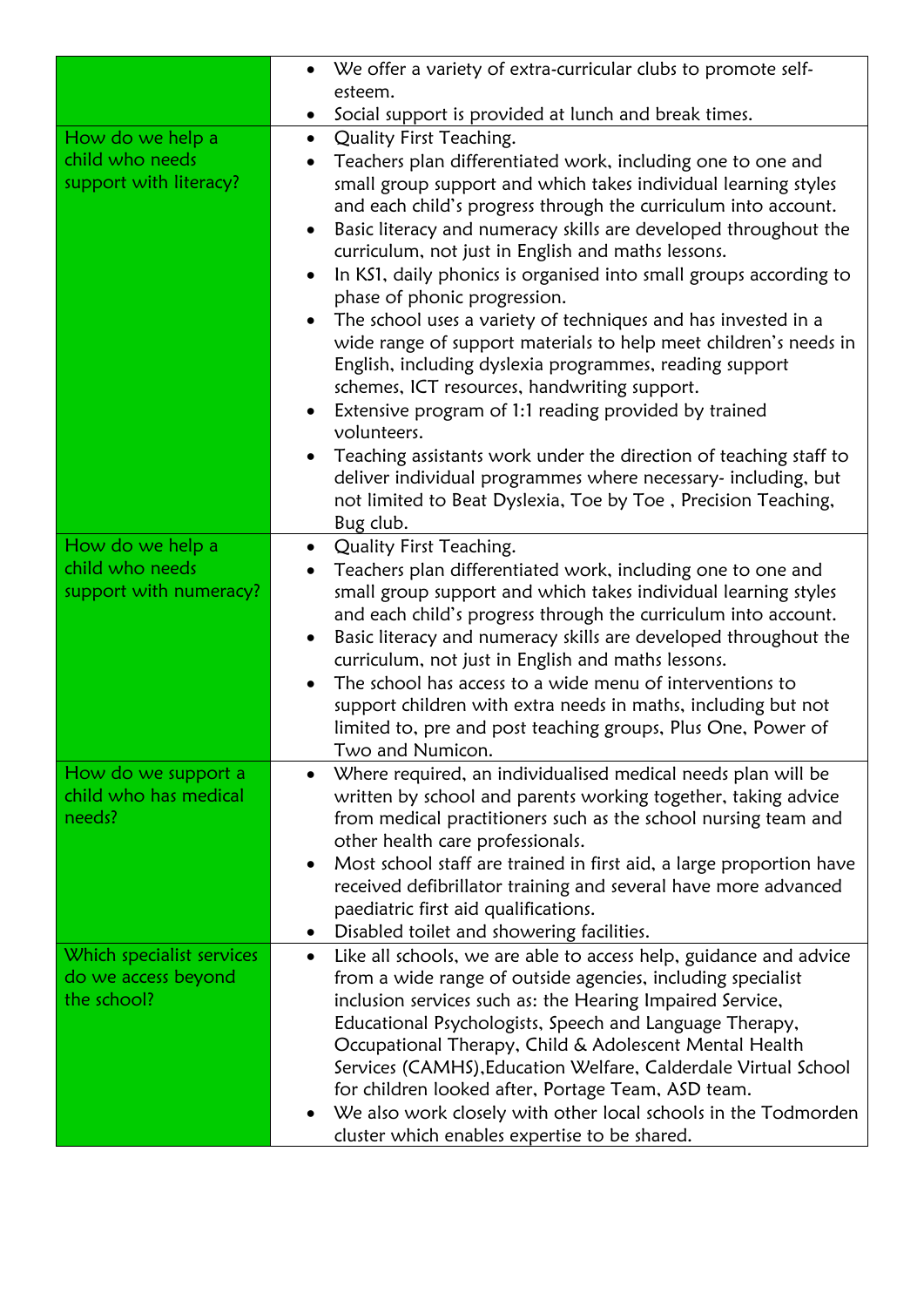| | |
|---|---|
| | • We offer a variety of extra-curricular clubs to promote self-esteem.<br>• Social support is provided at lunch and break times. |
| How do we help a child who needs support with literacy? | • Quality First Teaching.<br>• Teachers plan differentiated work, including one to one and small group support and which takes individual learning styles and each child's progress through the curriculum into account.<br>• Basic literacy and numeracy skills are developed throughout the curriculum, not just in English and maths lessons.<br>• In KS1, daily phonics is organised into small groups according to phase of phonic progression.<br>• The school uses a variety of techniques and has invested in a wide range of support materials to help meet children's needs in English, including dyslexia programmes, reading support schemes, ICT resources, handwriting support.<br>• Extensive program of 1:1 reading provided by trained volunteers.<br>• Teaching assistants work under the direction of teaching staff to deliver individual programmes where necessary- including, but not limited to Beat Dyslexia, Toe by Toe , Precision Teaching, Bug club. |
| How do we help a child who needs support with numeracy? | • Quality First Teaching.<br>• Teachers plan differentiated work, including one to one and small group support and which takes individual learning styles and each child's progress through the curriculum into account.<br>• Basic literacy and numeracy skills are developed throughout the curriculum, not just in English and maths lessons.<br>• The school has access to a wide menu of interventions to support children with extra needs in maths, including but not limited to, pre and post teaching groups, Plus One, Power of Two and Numicon. |
| How do we support a child who has medical needs? | • Where required, an individualised medical needs plan will be written by school and parents working together, taking advice from medical practitioners such as the school nursing team and other health care professionals.<br>• Most school staff are trained in first aid, a large proportion have received defibrillator training and several have more advanced paediatric first aid qualifications.<br>• Disabled toilet and showering facilities. |
| Which specialist services do we access beyond the school? | • Like all schools, we are able to access help, guidance and advice from a wide range of outside agencies, including specialist inclusion services such as: the Hearing Impaired Service, Educational Psychologists, Speech and Language Therapy, Occupational Therapy, Child & Adolescent Mental Health Services (CAMHS),Education Welfare, Calderdale Virtual School for children looked after, Portage Team, ASD team.<br>• We also work closely with other local schools in the Todmorden cluster which enables expertise to be shared. |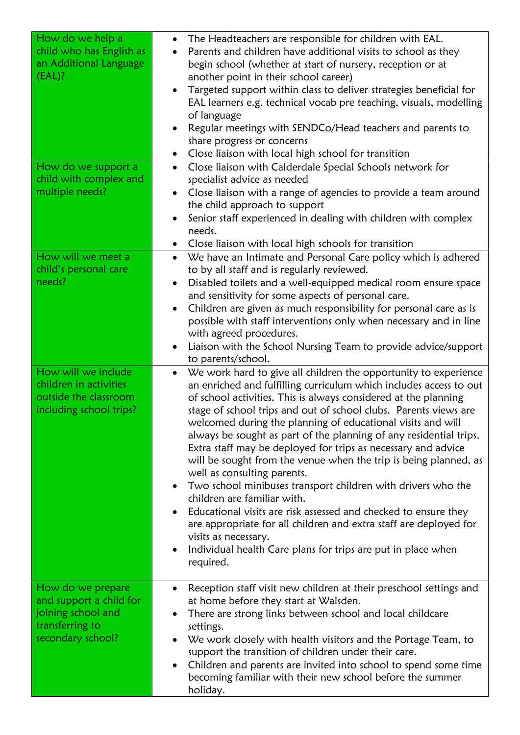| | |
|---|---|
| How do we help a child who has English as an Additional Language (EAL)? | • The Headteachers are responsible for children with EAL.<br>• Parents and children have additional visits to school as they begin school (whether at start of nursery, reception or at another point in their school career)<br>• Targeted support within class to deliver strategies beneficial for EAL learners e.g. technical vocab pre teaching, visuals, modelling of language<br>• Regular meetings with SENDCo/Head teachers and parents to share progress or concerns<br>• Close liaison with local high school for transition |
| How do we support a child with complex and multiple needs? | • Close liaison with Calderdale Special Schools network for specialist advice as needed<br>• Close liaison with a range of agencies to provide a team around the child approach to support<br>• Senior staff experienced in dealing with children with complex needs.<br>• Close liaison with local high schools for transition |
| How will we meet a child's personal care needs? | • We have an Intimate and Personal Care policy which is adhered to by all staff and is regularly reviewed.<br>• Disabled toilets and a well-equipped medical room ensure space and sensitivity for some aspects of personal care.<br>• Children are given as much responsibility for personal care as is possible with staff interventions only when necessary and in line with agreed procedures.<br>• Liaison with the School Nursing Team to provide advice/support to parents/school. |
| How will we include children in activities outside the classroom including school trips? | • We work hard to give all children the opportunity to experience an enriched and fulfilling curriculum which includes access to out of school activities. This is always considered at the planning stage of school trips and out of school clubs. Parents views are welcomed during the planning of educational visits and will always be sought as part of the planning of any residential trips. Extra staff may be deployed for trips as necessary and advice will be sought from the venue when the trip is being planned, as well as consulting parents.<br>• Two school minibuses transport children with drivers who the children are familiar with.<br>• Educational visits are risk assessed and checked to ensure they are appropriate for all children and extra staff are deployed for visits as necessary.<br>• Individual health Care plans for trips are put in place when required. |
| How do we prepare and support a child for joining school and transferring to secondary school? | • Reception staff visit new children at their preschool settings and at home before they start at Walsden.<br>• There are strong links between school and local childcare settings.<br>• We work closely with health visitors and the Portage Team, to support the transition of children under their care.<br>• Children and parents are invited into school to spend some time becoming familiar with their new school before the summer holiday. |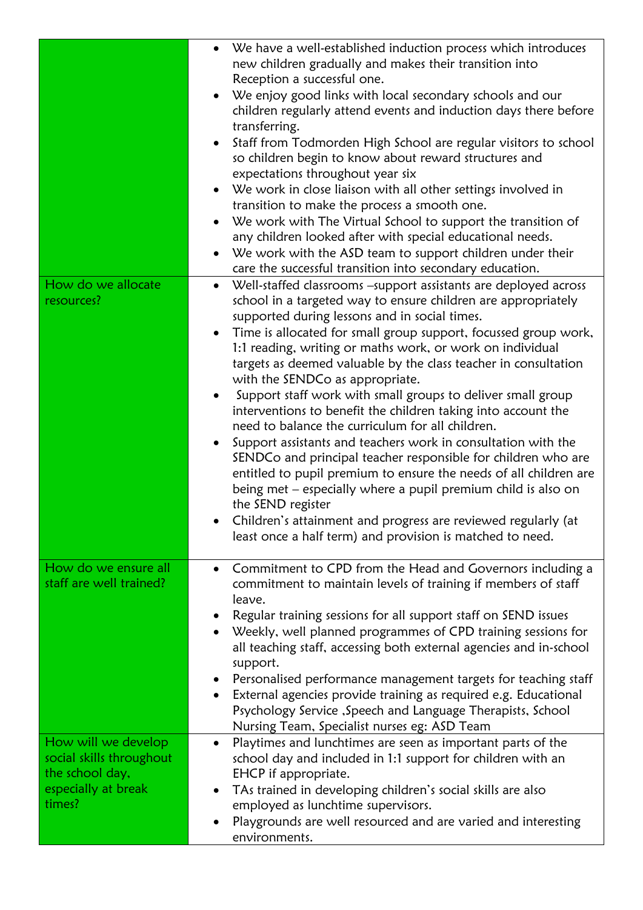| | |
|---|---|
| | • We have a well-established induction process which introduces new children gradually and makes their transition into Reception a successful one.<br>• We enjoy good links with local secondary schools and our children regularly attend events and induction days there before transferring.<br>• Staff from Todmorden High School are regular visitors to school so children begin to know about reward structures and expectations throughout year six<br>• We work in close liaison with all other settings involved in transition to make the process a smooth one.<br>• We work with The Virtual School to support the transition of any children looked after with special educational needs.<br>• We work with the ASD team to support children under their care the successful transition into secondary education. |
| How do we allocate resources? | • Well-staffed classrooms –support assistants are deployed across school in a targeted way to ensure children are appropriately supported during lessons and in social times.<br>• Time is allocated for small group support, focussed group work, 1:1 reading, writing or maths work, or work on individual targets as deemed valuable by the class teacher in consultation with the SENDCo as appropriate.<br>• Support staff work with small groups to deliver small group interventions to benefit the children taking into account the need to balance the curriculum for all children.<br>• Support assistants and teachers work in consultation with the SENDCo and principal teacher responsible for children who are entitled to pupil premium to ensure the needs of all children are being met – especially where a pupil premium child is also on the SEND register<br>• Children's attainment and progress are reviewed regularly (at least once a half term) and provision is matched to need. |
| How do we ensure all staff are well trained? | • Commitment to CPD from the Head and Governors including a commitment to maintain levels of training if members of staff leave.<br>• Regular training sessions for all support staff on SEND issues<br>• Weekly, well planned programmes of CPD training sessions for all teaching staff, accessing both external agencies and in-school support.<br>• Personalised performance management targets for teaching staff<br>• External agencies provide training as required e.g. Educational Psychology Service ,Speech and Language Therapists, School Nursing Team, Specialist nurses eg: ASD Team |
| How will we develop social skills throughout the school day, especially at break times? | • Playtimes and lunchtimes are seen as important parts of the school day and included in 1:1 support for children with an EHCP if appropriate.<br>• TAs trained in developing children's social skills are also employed as lunchtime supervisors.<br>• Playgrounds are well resourced and are varied and interesting environments. |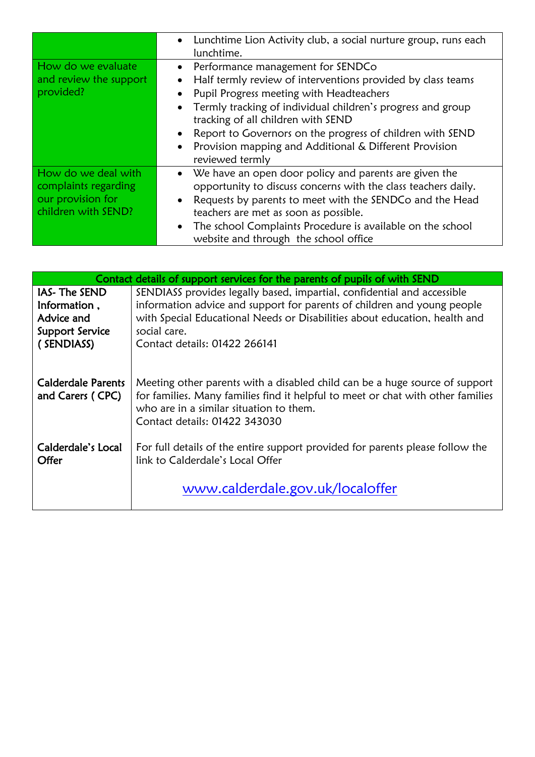| | |
|---|---|
| | • Lunchtime Lion Activity club, a social nurture group, runs each lunchtime. |
| How do we evaluate and review the support provided? | • Performance management for SENDCo<br>• Half termly review of interventions provided by class teams<br>• Pupil Progress meeting with Headteachers<br>• Termly tracking of individual children's progress and group tracking of all children with SEND<br>• Report to Governors on the progress of children with SEND<br>• Provision mapping and Additional & Different Provision reviewed termly |
| How do we deal with complaints regarding our provision for children with SEND? | • We have an open door policy and parents are given the opportunity to discuss concerns with the class teachers daily.<br>• Requests by parents to meet with the SENDCo and the Head teachers are met as soon as possible.<br>• The school Complaints Procedure is available on the school website and through the school office |

| Contact details of support services for the parents of pupils of with SEND | |
|---|---|
| **IAS- The SEND Information , Advice and Support Service ( SENDIASS)** | SENDIASS provides legally based, impartial, confidential and accessible information advice and support for parents of children and young people with Special Educational Needs or Disabilities about education, health and social care.<br>Contact details: 01422 266141 |
| **Calderdale Parents and Carers ( CPC)** | Meeting other parents with a disabled child can be a huge source of support for families. Many families find it helpful to meet or chat with other families who are in a similar situation to them.<br>Contact details: 01422 343030 |
| **Calderdale's Local Offer** | For full details of the entire support provided for parents please follow the link to Calderdale's Local Offer<br>www.calderdale.gov.uk/localoffer |